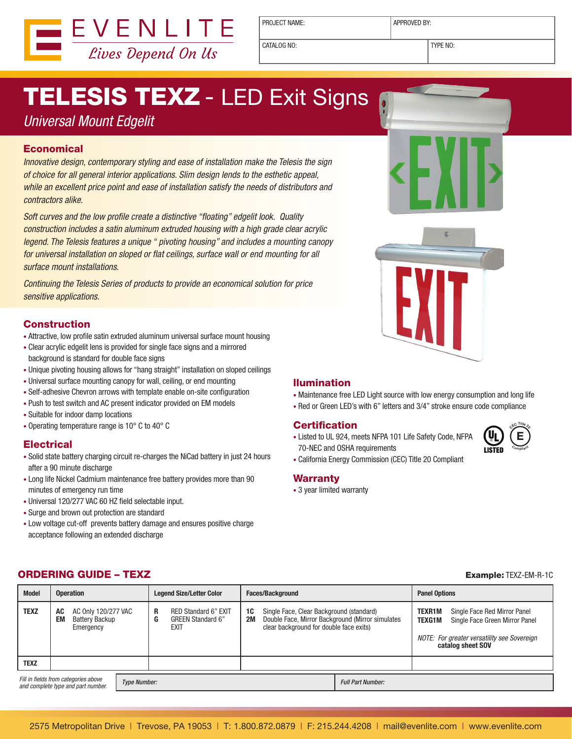EVENLITE
*Lives Depend On Us*

| PROJECT NAME: | APPROVED BY: |
|---|---|
| CATALOG NO: | TYPE NO: |

# TELESIS TEXZ - LED Exit Signs

*Universal Mount Edgelit*

## Economical

*Innovative design, contemporary styling and ease of installation make the Telesis the sign of choice for all general interior applications. Slim design lends to the esthetic appeal, while an excellent price point and ease of installation satisfy the needs of distributors and contractors alike.*

*Soft curves and the low profile create a distinctive "floating" edgelit look. Quality construction includes a satin aluminum extruded housing with a high grade clear acrylic legend. The Telesis features a unique " pivoting housing" and includes a mounting canopy for universal installation on sloped or flat ceilings, surface wall or end mounting for all surface mount installations.*

*Continuing the Telesis Series of products to provide an economical solution for price sensitive applications.*

## Construction

- Attractive, low profile satin extruded aluminum universal surface mount housing
- Clear acrylic edgelit lens is provided for single face signs and a mirrored background is standard for double face signs
- Unique pivoting housing allows for "hang straight" installation on sloped ceilings
- Universal surface mounting canopy for wall, ceiling, or end mounting
- Self-adhesive Chevron arrows with template enable on-site configuration
- Push to test switch and AC present indicator provided on EM models
- Suitable for indoor damp locations
- Operating temperature range is 10° C to 40° C

## Electrical

- Solid state battery charging circuit re-charges the NiCad battery in just 24 hours after a 90 minute discharge
- Long life Nickel Cadmium maintenance free battery provides more than 90 minutes of emergency run time
- Universal 120/277 VAC 60 HZ field selectable input.
- Surge and brown out protection are standard
- Low voltage cut-off prevents battery damage and ensures positive charge acceptance following an extended discharge

## Ilumination

- Maintenance free LED Light source with low energy consumption and long life
- Red or Green LED's with 6" letters and 3/4" stroke ensure code compliance

## Certification

- Listed to UL 924, meets NFPA 101 Life Safety Code, NFPA 70-NEC and OSHA requirements
- California Energy Commission (CEC) Title 20 Compliant

## Warranty

- 3 year limited warranty

## ORDERING GUIDE – TEXZ

**Example:** TEXZ-EM-R-1C

| Model | Operation | Legend Size/Letter Color | Faces/Background | Panel Options |
|---|---|---|---|---|
| **TEXZ** | **AC** AC Only 120/277 VAC<br>**EM** Battery Backup Emergency | **R** RED Standard 6" EXIT<br>**G** GREEN Standard 6" EXIT | **1C** Single Face, Clear Background (standard)<br>**2M** Double Face, Mirror Background (Mirror simulates clear background for double face exits) | **TEXR1M** Single Face Red Mirror Panel<br>**TEXG1M** Single Face Green Mirror Panel<br>*NOTE: For greater versatility see Sovereign* **catalog sheet SOV** |
| **TEXZ** | | | | |

*Fill in fields from categories above and complete type and part number.*

| *Type Number:* | *Full Part Number:* |
|---|---|

2575 Metropolitan Drive | Trevose, PA 19053 | T: 1.800.872.0879 | F: 215.244.4208 | mail@evenlite.com | www.evenlite.com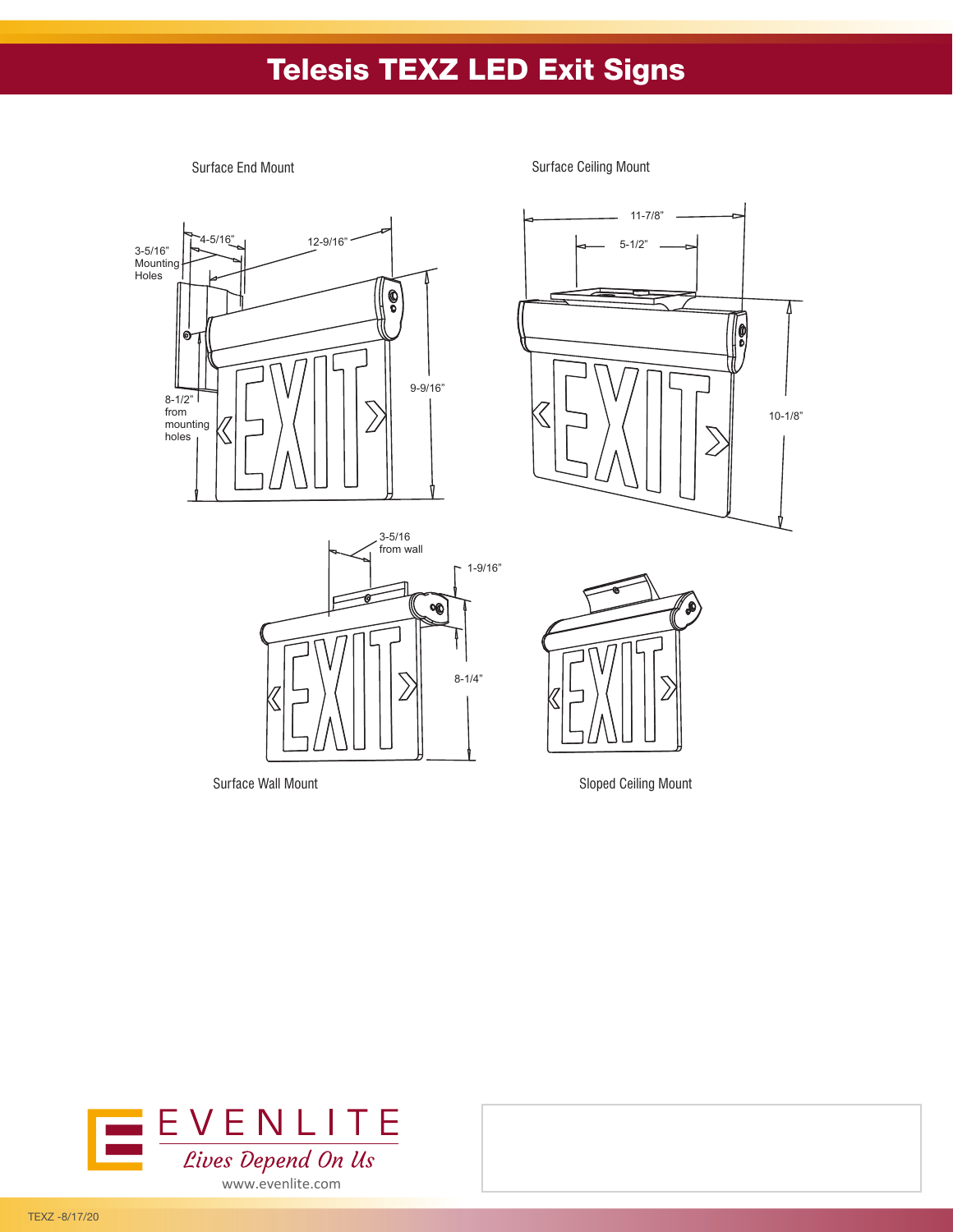# Telesis TEXZ LED Exit Signs

Surface End Mount

3-5/16" Mounting Holes

4-5/16"

12-9/16"

9-9/16"

8-1/2" from mounting holes

Surface Ceiling Mount

11-7/8"

5-1/2"

10-1/8"

3-5/16 from wall

1-9/16"

8-1/4"

Surface Wall Mount

Sloped Ceiling Mount

EVENLITE

*Lives Depend On Us*

www.evenlite.com

TEXZ -8/17/20